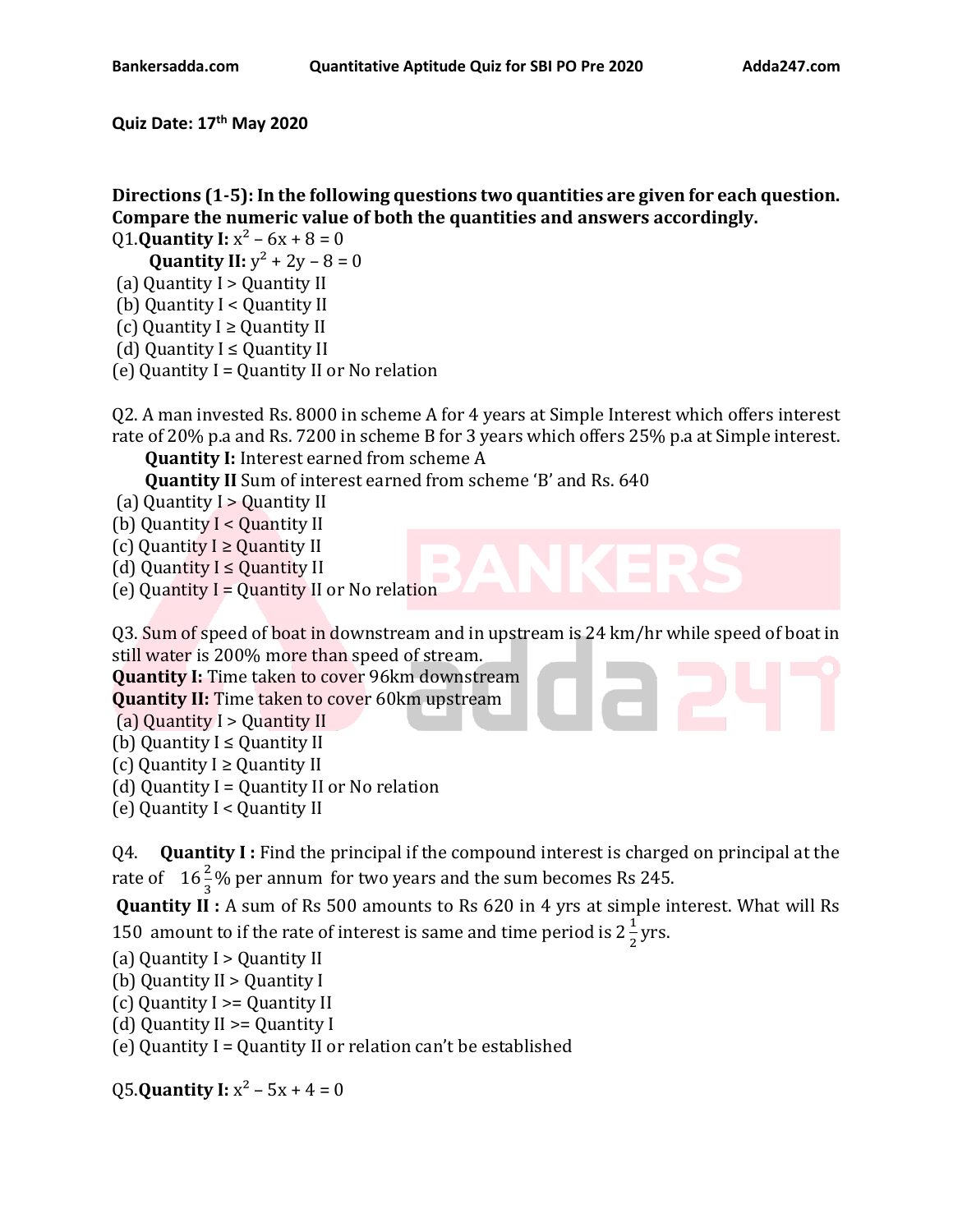**Quiz Date: 17th May 2020**

**Directions (1-5): In the following questions two quantities are given for each question. Compare the numeric value of both the quantities and answers accordingly.**

Q1.**Quantity I:** $x^2 - 6x + 8 = 0$

**Quantity II:** $y^2 + 2y - 8 = 0$

(a) Quantity I > Quantity II
(b) Quantity I < Quantity II
(c) Quantity I ≥ Quantity II
(d) Quantity I ≤ Quantity II
(e) Quantity I = Quantity II or No relation

Q2. A man invested Rs. 8000 in scheme A for 4 years at Simple Interest which offers interest rate of 20% p.a and Rs. 7200 in scheme B for 3 years which offers 25% p.a at Simple interest.

**Quantity I:** Interest earned from scheme A

**Quantity II** Sum of interest earned from scheme 'B' and Rs. 640

(a) Quantity I > Quantity II
(b) Quantity I < Quantity II
(c) Quantity I ≥ Quantity II
(d) Quantity I ≤ Quantity II
(e) Quantity I = Quantity II or No relation

Q3. Sum of speed of boat in downstream and in upstream is 24 km/hr while speed of boat in still water is 200% more than speed of stream.

**Quantity I:** Time taken to cover 96km downstream

**Quantity II:** Time taken to cover 60km upstream

(a) Quantity I > Quantity II
(b) Quantity I ≤ Quantity II
(c) Quantity I ≥ Quantity II
(d) Quantity I = Quantity II or No relation
(e) Quantity I < Quantity II

Q4. **Quantity I :** Find the principal if the compound interest is charged on principal at the rate of $16\frac{2}{3}$% per annum for two years and the sum becomes Rs 245.

**Quantity II :** A sum of Rs 500 amounts to Rs 620 in 4 yrs at simple interest. What will Rs 150 amount to if the rate of interest is same and time period is $2\frac{1}{2}$ yrs.

(a) Quantity I > Quantity II
(b) Quantity II > Quantity I
(c) Quantity I >= Quantity II
(d) Quantity II >= Quantity I
(e) Quantity I = Quantity II or relation can't be established

Q5.**Quantity I:** $x^2 - 5x + 4 = 0$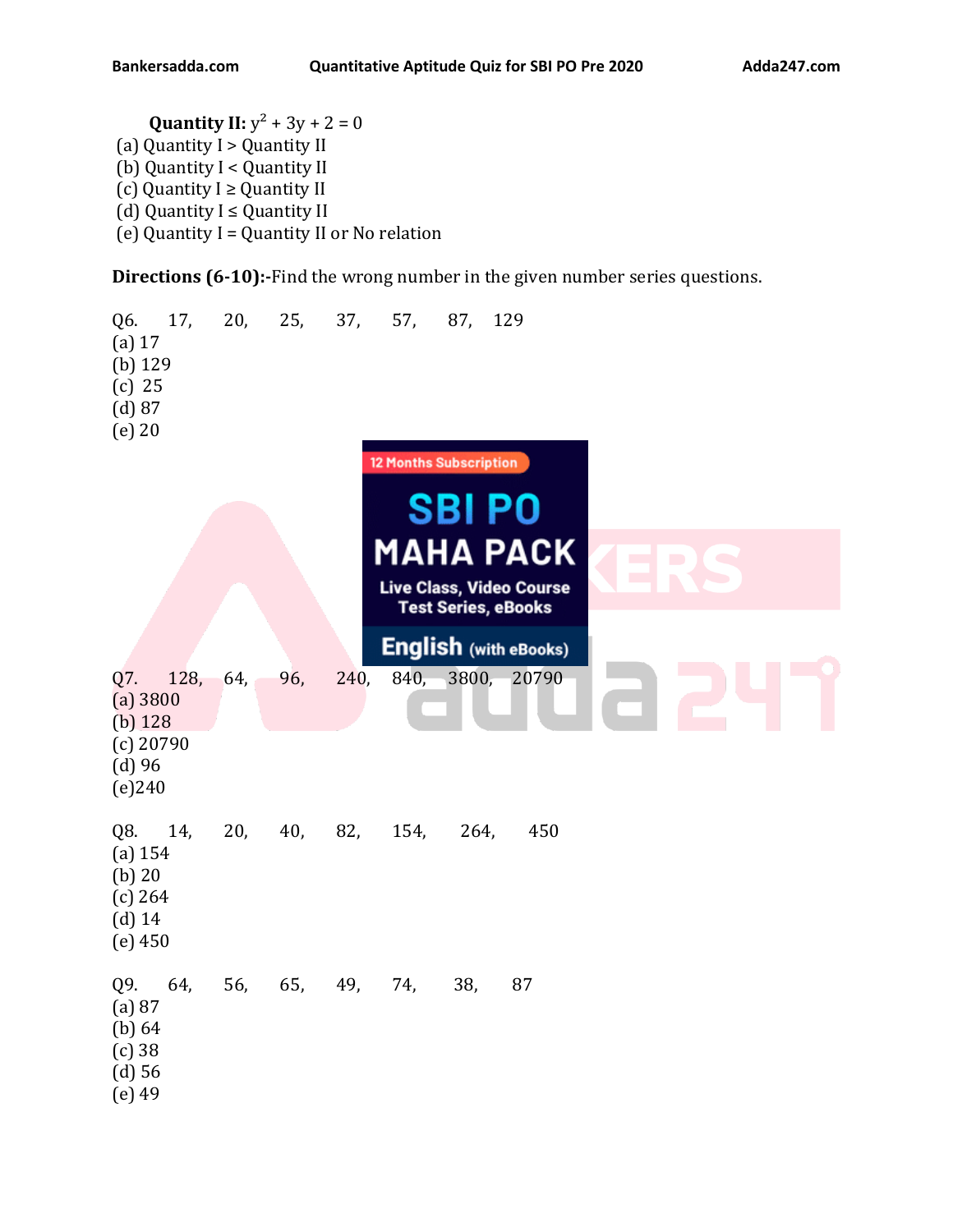**Quantity II:** $y^2 + 3y + 2 = 0$

(a) Quantity I > Quantity II
(b) Quantity I < Quantity II
(c) Quantity I ≥ Quantity II
(d) Quantity I ≤ Quantity II
(e) Quantity I = Quantity II or No relation

**Directions (6-10):-**Find the wrong number in the given number series questions.

Q6. 17, 20, 25, 37, 57, 87, 129
(a) 17
(b) 129
(c) 25
(d) 87
(e) 20

Q7. 128, 64, 96, 240, 840, 3800, 20790
(a) 3800
(b) 128
(c) 20790
(d) 96
(e) 240

Q8. 14, 20, 40, 82, 154, 264, 450
(a) 154
(b) 20
(c) 264
(d) 14
(e) 450

Q9. 64, 56, 65, 49, 74, 38, 87
(a) 87
(b) 64
(c) 38
(d) 56
(e) 49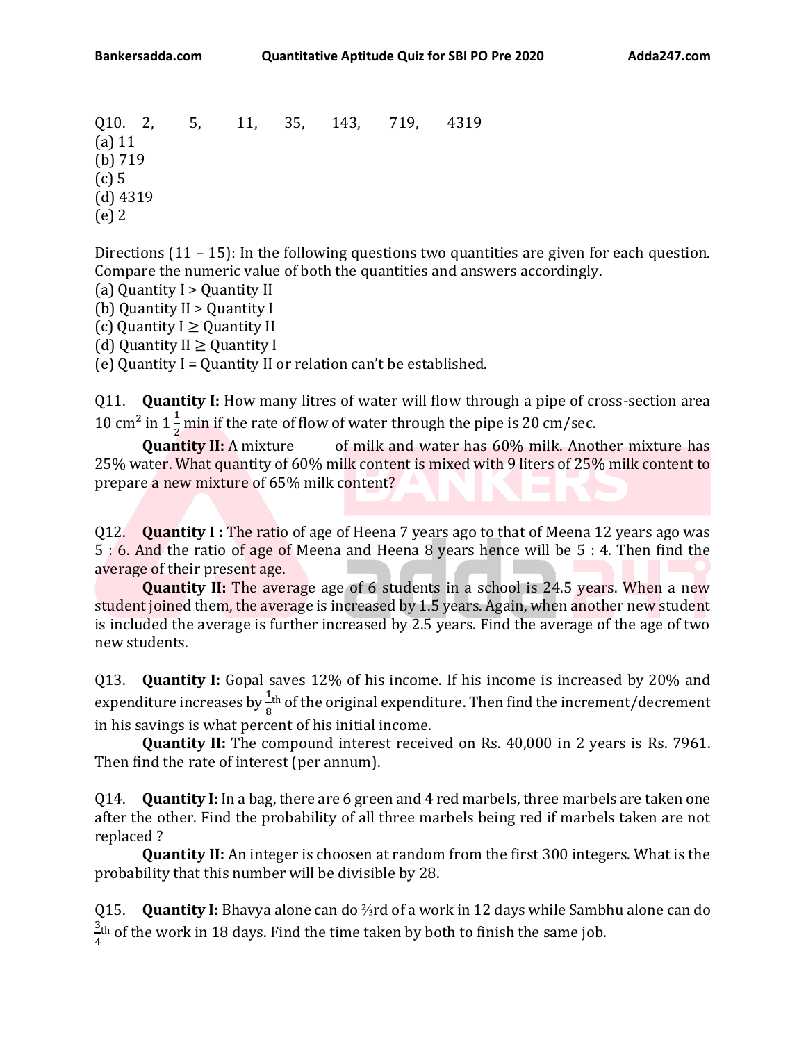Q10. 2, 5, 11, 35, 143, 719, 4319

(a) 11
(b) 719
(c) 5
(d) 4319
(e) 2

Directions (11 – 15): In the following questions two quantities are given for each question. Compare the numeric value of both the quantities and answers accordingly.

(a) Quantity I > Quantity II
(b) Quantity II > Quantity I
(c) Quantity I ≥ Quantity II
(d) Quantity II ≥ Quantity I
(e) Quantity I = Quantity II or relation can't be established.

Q11. **Quantity I:** How many litres of water will flow through a pipe of cross-section area 10 $cm^2$ in $1\frac{1}{2}$ min if the rate of flow of water through the pipe is 20 cm/sec.

**Quantity II:** A mixture of milk and water has 60% milk. Another mixture has 25% water. What quantity of 60% milk content is mixed with 9 liters of 25% milk content to prepare a new mixture of 65% milk content?

Q12. **Quantity I :** The ratio of age of Heena 7 years ago to that of Meena 12 years ago was 5 : 6. And the ratio of age of Meena and Heena 8 years hence will be 5 : 4. Then find the average of their present age.

**Quantity II:** The average age of 6 students in a school is 24.5 years. When a new student joined them, the average is increased by 1.5 years. Again, when another new student is included the average is further increased by 2.5 years. Find the average of the age of two new students.

Q13. **Quantity I:** Gopal saves 12% of his income. If his income is increased by 20% and expenditure increases by $\frac{1}{8}$th of the original expenditure. Then find the increment/decrement in his savings is what percent of his initial income.

**Quantity II:** The compound interest received on Rs. 40,000 in 2 years is Rs. 7961. Then find the rate of interest (per annum).

Q14. **Quantity I:** In a bag, there are 6 green and 4 red marbles, three marbles are taken one after the other. Find the probability of all three marbles being red if marbles taken are not replaced ?

**Quantity II:** An integer is choosen at random from the first 300 integers. What is the probability that this number will be divisible by 28.

Q15. **Quantity I:** Bhavya alone can do ⅔rd of a work in 12 days while Sambhu alone can do $\frac{3}{4}$th of the work in 18 days. Find the time taken by both to finish the same job.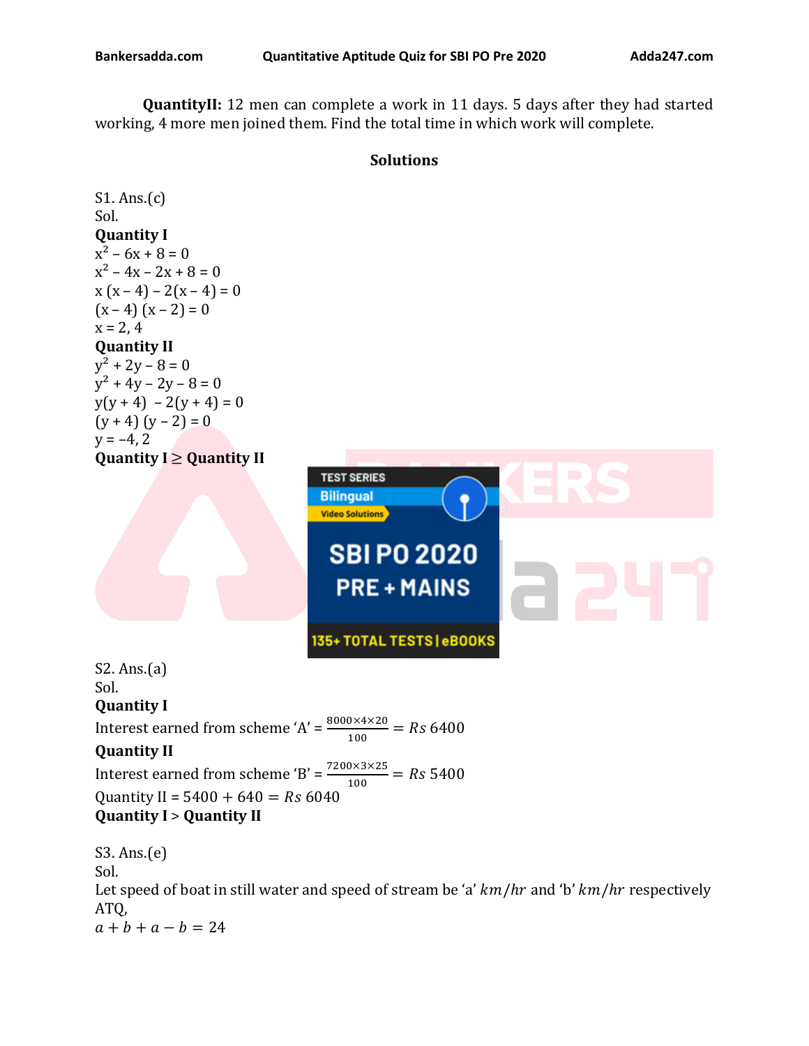**QuantityII:** 12 men can complete a work in 11 days. 5 days after they had started working, 4 more men joined them. Find the total time in which work will complete.

## Solutions

S1. Ans.(c)

Sol.

**Quantity I**

$x^2 - 6x + 8 = 0$

$x^2 - 4x - 2x + 8 = 0$

$x(x - 4) - 2(x - 4) = 0$

$(x - 4)(x - 2) = 0$

$x = 2, 4$

**Quantity II**

$y^2 + 2y - 8 = 0$

$y^2 + 4y - 2y - 8 = 0$

$y(y + 4) - 2(y + 4) = 0$

$(y + 4)(y - 2) = 0$

$y = -4, 2$

**Quantity I ≥ Quantity II**

S2. Ans.(a)

Sol.

**Quantity I**

Interest earned from scheme 'A' = $\frac{8000 \times 4 \times 20}{100} = Rs\ 6400$

**Quantity II**

Interest earned from scheme 'B' = $\frac{7200 \times 3 \times 25}{100} = Rs\ 5400$

Quantity II = $5400 + 640 = Rs\ 6040$

**Quantity I > Quantity II**

S3. Ans.(e)

Sol.

Let speed of boat in still water and speed of stream be 'a' $km/hr$ and 'b' $km/hr$ respectively

ATQ,

$a + b + a - b = 24$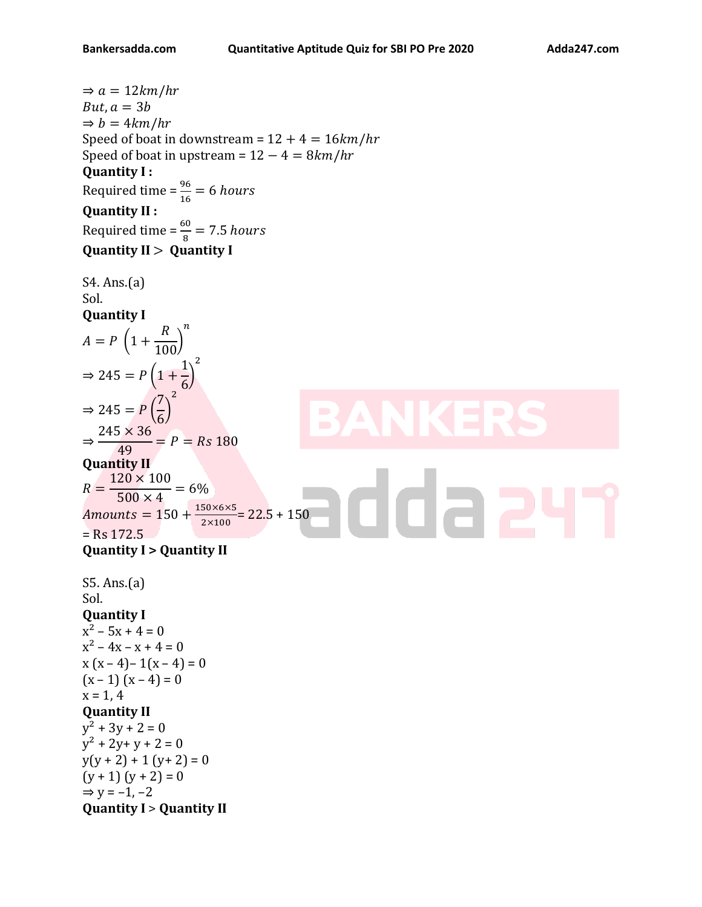$\Rightarrow a = 12km/hr$
$But, a = 3b$
$\Rightarrow b = 4km/hr$
Speed of boat in downstream = $12 + 4 = 16km/hr$
Speed of boat in upstream = $12 - 4 = 8km/hr$
**Quantity I :**
Required time = $\frac{96}{16} = 6\ hours$
**Quantity II :**
Required time = $\frac{60}{8} = 7.5\ hours$
**Quantity II > Quantity I**

S4. Ans.(a)
Sol.
**Quantity I**

$$A = P\left(1 + \frac{R}{100}\right)^n$$

$$\Rightarrow 245 = P\left(1 + \frac{1}{6}\right)^2$$

$$\Rightarrow 245 = P\left(\frac{7}{6}\right)^2$$

$$\Rightarrow \frac{245 \times 36}{49} = P = Rs\ 180$$

**Quantity II**

$$R = \frac{120 \times 100}{500 \times 4} = 6\%$$

$Amounts = 150 + \frac{150 \times 6 \times 5}{2 \times 100}$ = 22.5 + 150
= Rs 172.5
**Quantity I > Quantity II**

S5. Ans.(a)
Sol.
**Quantity I**
$x^2 - 5x + 4 = 0$
$x^2 - 4x - x + 4 = 0$
$x(x - 4) - 1(x - 4) = 0$
$(x - 1)(x - 4) = 0$
$x = 1, 4$
**Quantity II**
$y^2 + 3y + 2 = 0$
$y^2 + 2y + y + 2 = 0$
$y(y + 2) + 1(y + 2) = 0$
$(y + 1)(y + 2) = 0$
$\Rightarrow y = -1, -2$
**Quantity I > Quantity II**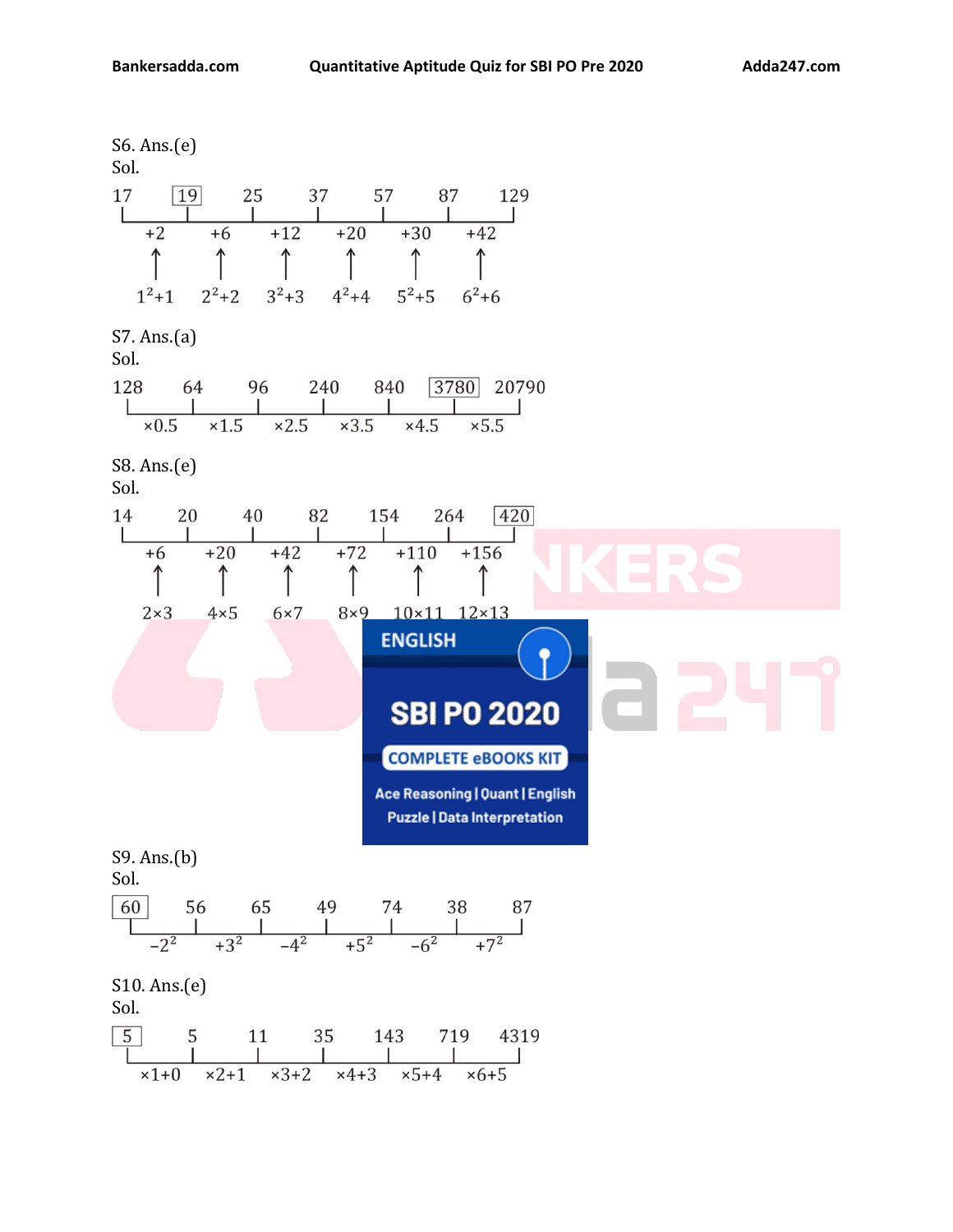S6. Ans.(e)

Sol.

17 [19] 25 37 57 87 129

+2 +6 +12 +20 +30 +42

↑ ↑ ↑ ↑ ↑ ↑

$1^2+1$ $2^2+2$ $3^2+3$ $4^2+4$ $5^2+5$ $6^2+6$

S7. Ans.(a)

Sol.

128 64 96 240 840 [3780] 20790

×0.5 ×1.5 ×2.5 ×3.5 ×4.5 ×5.5

S8. Ans.(e)

Sol.

14 20 40 82 154 264 [420]

+6 +20 +42 +72 +110 +156

↑ ↑ ↑ ↑ ↑ ↑

2×3 4×5 6×7 8×9 10×11 12×13

S9. Ans.(b)

Sol.

[60] 56 65 49 74 38 87

$-2^2$ $+3^2$ $-4^2$ $+5^2$ $-6^2$ $+7^2$

S10. Ans.(e)

Sol.

[5] 5 11 35 143 719 4319

×1+0 ×2+1 ×3+2 ×4+3 ×5+4 ×6+5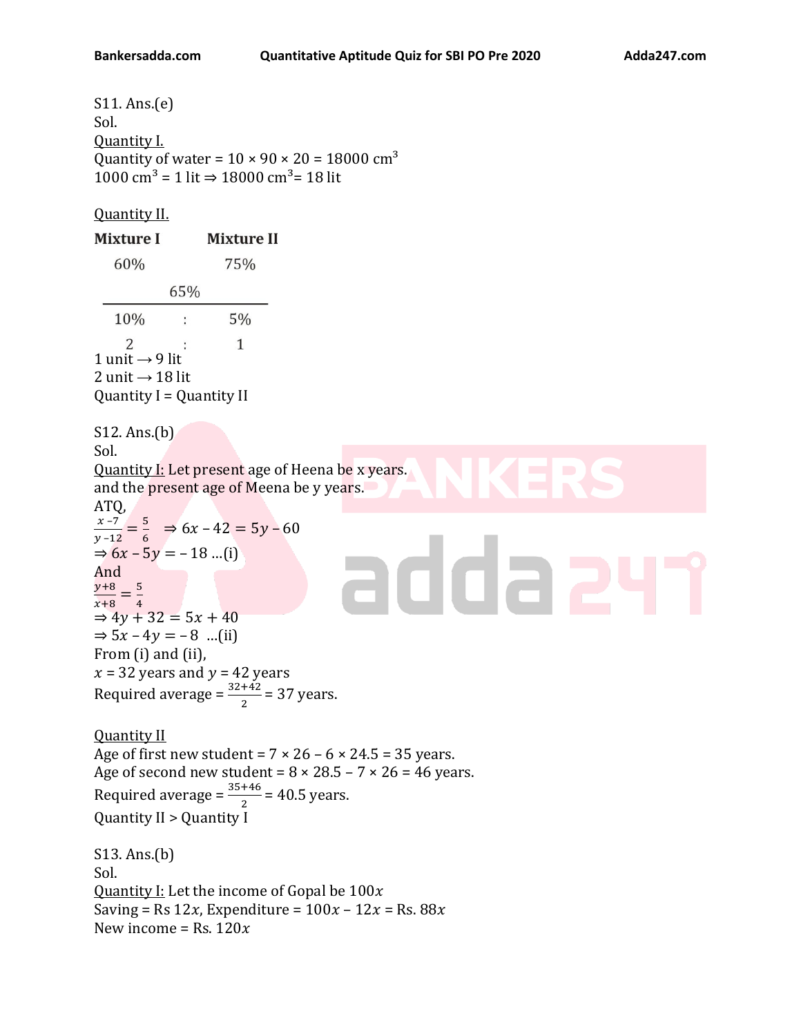S11. Ans.(e)

Sol.

<u>Quantity I.</u>

Quantity of water = 10 × 90 × 20 = 18000 $cm^3$

1000 $cm^3$ = 1 lit ⇒ 18000 $cm^3$= 18 lit

<u>Quantity II.</u>

| **Mixture I** | | **Mixture II** |
|---|---|---|
| 60% | | 75% |
| | 65% | |
| 10% | : | 5% |
| 2 | : | 1 |

1 unit → 9 lit

2 unit → 18 lit

Quantity I = Quantity II

S12. Ans.(b)

Sol.

<u>Quantity I:</u> Let present age of Heena be x years.

and the present age of Meena be y years.

ATQ,

$\frac{x-7}{y-12} = \frac{5}{6}$ ⇒ $6x - 42 = 5y - 60$

⇒ $6x - 5y = -18$ ...(i)

And

$\frac{y+8}{x+8} = \frac{5}{4}$

⇒ $4y + 32 = 5x + 40$

⇒ $5x - 4y = -8$ ...(ii)

From (i) and (ii),

$x$ = 32 years and $y$ = 42 years

Required average = $\frac{32+42}{2}$ = 37 years.

<u>Quantity II</u>

Age of first new student = 7 × 26 – 6 × 24.5 = 35 years.

Age of second new student = 8 × 28.5 – 7 × 26 = 46 years.

Required average = $\frac{35+46}{2}$ = 40.5 years.

Quantity II > Quantity I

S13. Ans.(b)

Sol.

<u>Quantity I:</u> Let the income of Gopal be $100x$

Saving = Rs $12x$, Expenditure = $100x - 12x$ = Rs. $88x$

New income = Rs. $120x$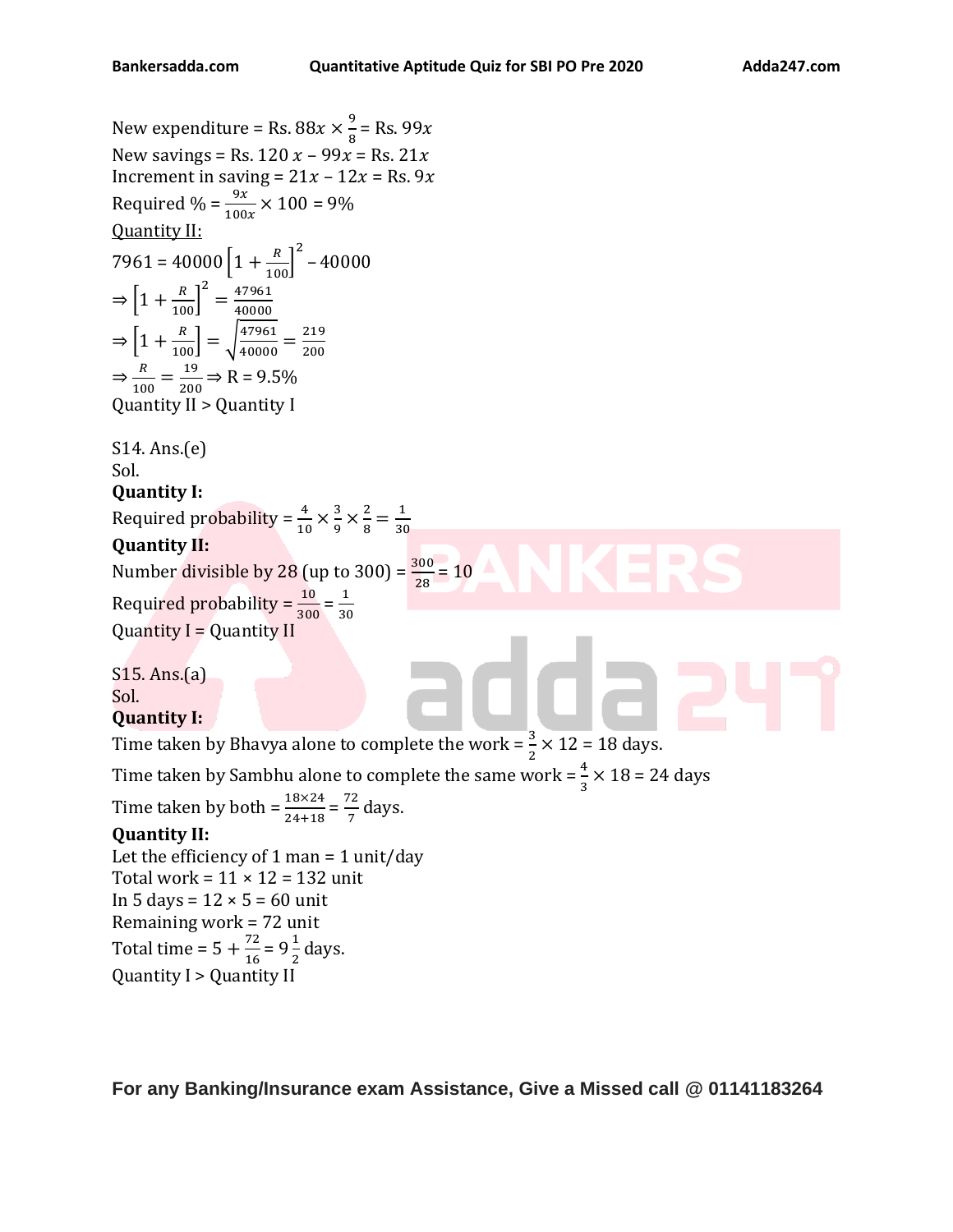New expenditure = Rs. $88x \times \frac{9}{8}$ = Rs. $99x$

New savings = Rs. $120x - 99x$ = Rs. $21x$

Increment in saving = $21x - 12x$ = Rs. $9x$

Required % = $\frac{9x}{100x} \times 100 = 9\%$

Quantity II:

$7961 = 40000\left[1 + \frac{R}{100}\right]^2 - 40000$

$\Rightarrow \left[1 + \frac{R}{100}\right]^2 = \frac{47961}{40000}$

$\Rightarrow \left[1 + \frac{R}{100}\right] = \sqrt{\frac{47961}{40000}} = \frac{219}{200}$

$\Rightarrow \frac{R}{100} = \frac{19}{200} \Rightarrow R = 9.5\%$

Quantity II > Quantity I

S14. Ans.(e)

Sol.

**Quantity I:**

Required probability = $\frac{4}{10} \times \frac{3}{9} \times \frac{2}{8} = \frac{1}{30}$

**Quantity II:**

Number divisible by 28 (up to 300) = $\frac{300}{28} = 10$

Required probability = $\frac{10}{300} = \frac{1}{30}$

Quantity I = Quantity II

S15. Ans.(a)

Sol.

**Quantity I:**

Time taken by Bhavya alone to complete the work = $\frac{3}{2} \times 12 = 18$ days.

Time taken by Sambhu alone to complete the same work = $\frac{4}{3} \times 18 = 24$ days

Time taken by both = $\frac{18 \times 24}{24+18} = \frac{72}{7}$ days.

**Quantity II:**

Let the efficiency of 1 man = 1 unit/day

Total work = 11 × 12 = 132 unit

In 5 days = 12 × 5 = 60 unit

Remaining work = 72 unit

Total time = $5 + \frac{72}{16} = 9\frac{1}{2}$ days.

Quantity I > Quantity II